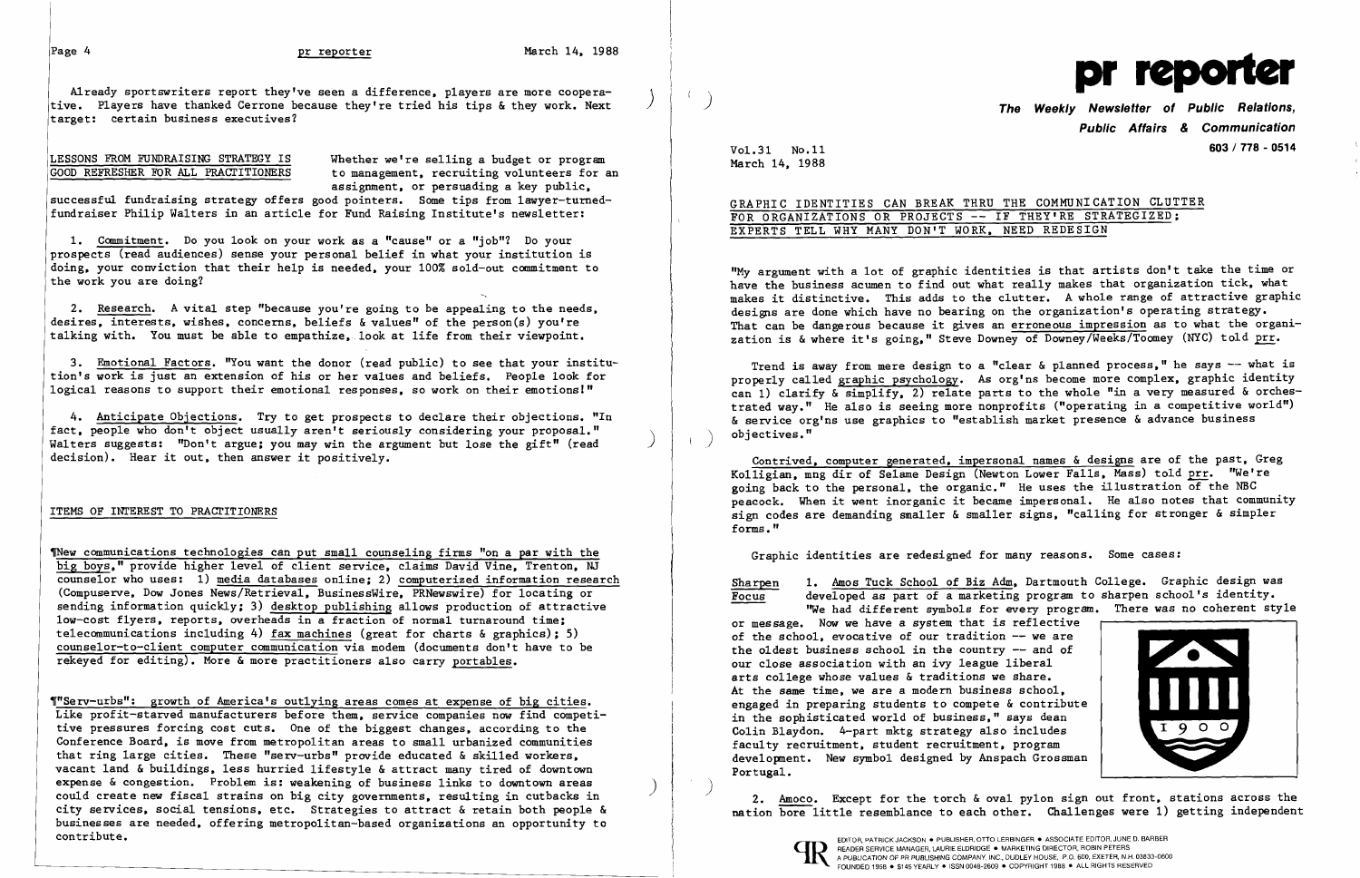Already sportswriters report they've seen a difference, players are more cooperative. Players have thanked Cerrone because they're tried his tips & they work. Next target: certain business executives?

## LESSONS FROM FUNDRAISING STRATEGY IS GOOD REFRESHER FOR ALL PRACTITIONERS

Whether we're selling a budget or program to management, recruiting volunteers for an assignment, or persuading a key public, successful fundraising strategy offers good pointers. Some tips from lawyer-turned-fundraiser Philip Walters in an article for Fund Raising Institute's newsletter:

1. Commitment. Do you look on your work as a "cause" or a "job"? Do your prospects (read audiences) sense your personal belief in what your institution is doing, your conviction that their help is needed, your 100% sold-out commitment to the work you are doing?

2. Research. A vital step "because you're going to be appealing to the needs, desires, interests, wishes, concerns, beliefs & values" of the person(s) you're talking with. You must be able to empathize, look at life from their viewpoint.

3. Emotional Factors. "You want the donor (read public) to see that your institution's work is just an extension of his or her values and beliefs. People look for logical reasons to support their emotional responses, so work on their emotions!"

4. Anticipate Objections. Try to get prospects to declare their objections. "In fact, people who don't object usually aren't seriously considering your proposal." Walters suggests: "Don't argue; you may win the argument but lose the gift" (read decision). Hear it out, then answer it positively.

## ITEMS OF INTEREST TO PRACTITIONERS

¶New communications technologies can put small counseling firms "on a par with the big boys," provide higher level of client service, claims David Vine, Trenton, NJ counselor who uses: 1) media databases online; 2) computerized information research (Compuserve, Dow Jones News/Retrieval, BusinessWire, PRNewswire) for locating or sending information quickly; 3) desktop publishing allows production of attractive low-cost flyers, reports, overheads in a fraction of normal turnaround time; telecommunications including 4) fax machines (great for charts & graphics); 5) counselor-to-client computer communication via modem (documents don't have to be rekeyed for editing). More & more practitioners also carry portables.

¶"Serv-urbs": growth of America's outlying areas comes at expense of big cities. Like profit-starved manufacturers before them, service companies now find competitive pressures forcing cost cuts. One of the biggest changes, according to the Conference Board, is move from metropolitan areas to small urbanized communities that ring large cities. These "serv-urbs" provide educated & skilled workers, vacant land & buildings, less hurried lifestyle & attract many tired of downtown expense & congestion. Problem is: weakening of business links to downtown areas could create new fiscal strains on big city governments, resulting in cutbacks in city services, social tensions, etc. Strategies to attract & retain both people & businesses are needed, offering metropolitan-based organizations an opportunity to contribute.

# pr reporter

**The Weekly Newsletter of Public Relations, Public Affairs & Communication**

603 / 778 - 0514

Vol.31 No.11
March 14, 1988

## GRAPHIC IDENTITIES CAN BREAK THRU THE COMMUNICATION CLUTTER FOR ORGANIZATIONS OR PROJECTS -- IF THEY'RE STRATEGIZED; EXPERTS TELL WHY MANY DON'T WORK, NEED REDESIGN

"My argument with a lot of graphic identities is that artists don't take the time or have the business acumen to find out what really makes that organization tick, what makes it distinctive. This adds to the clutter. A whole range of attractive graphic designs are done which have no bearing on the organization's operating strategy. That can be dangerous because it gives an erroneous impression as to what the organization is & where it's going," Steve Downey of Downey/Weeks/Toomey (NYC) told prr.

Trend is away from mere design to a "clear & planned process," he says -- what is properly called graphic psychology. As org'ns become more complex, graphic identity can 1) clarify & simplify, 2) relate parts to the whole "in a very measured & orchestrated way." He also is seeing more nonprofits ("operating in a competitive world") & service org'ns use graphics to "establish market presence & advance business objectives."

Contrived, computer generated, impersonal names & designs are of the past, Greg Kolligian, mng dir of Selame Design (Newton Lower Falls, Mass) told prr. "We're going back to the personal, the organic." He uses the illustration of the NBC peacock. When it went inorganic it became impersonal. He also notes that community sign codes are demanding smaller & smaller signs, "calling for stronger & simpler forms."

Graphic identities are redesigned for many reasons. Some cases:

**Sharpen Focus**

1. Amos Tuck School of Biz Adm, Dartmouth College. Graphic design was developed as part of a marketing program to sharpen school's identity. "We had different symbols for every program. There was no coherent style or message. Now we have a system that is reflective of the school, evocative of our tradition -- we are the oldest business school in the country -- and of our close association with an ivy league liberal arts college whose values & traditions we share. At the same time, we are a modern business school, engaged in preparing students to compete & contribute in the sophisticated world of business," says dean Colin Blaydon. 4-part mktg strategy also includes faculty recruitment, student recruitment, program development. New symbol designed by Anspach Grossman Portugal.

2. Amoco. Except for the torch & oval pylon sign out front, stations across the nation bore little resemblance to each other. Challenges were 1) getting independent

EDITOR, PATRICK JACKSON • PUBLISHER, OTTO LERBINGER • ASSOCIATE EDITOR, JUNE D. BARBER
READER SERVICE MANAGER, LAURIE ELDRIDGE • MARKETING DIRECTOR, ROBIN PETERS
A PUBLICATION OF PR PUBLISHING COMPANY, INC., DUDLEY HOUSE, P.O. BOX 600, EXETER, N.H. 03833-0600
FOUNDED 1958 • $145 YEARLY • ISSN 0048-2609 • COPYRIGHT 1988 • ALL RIGHTS RESERVED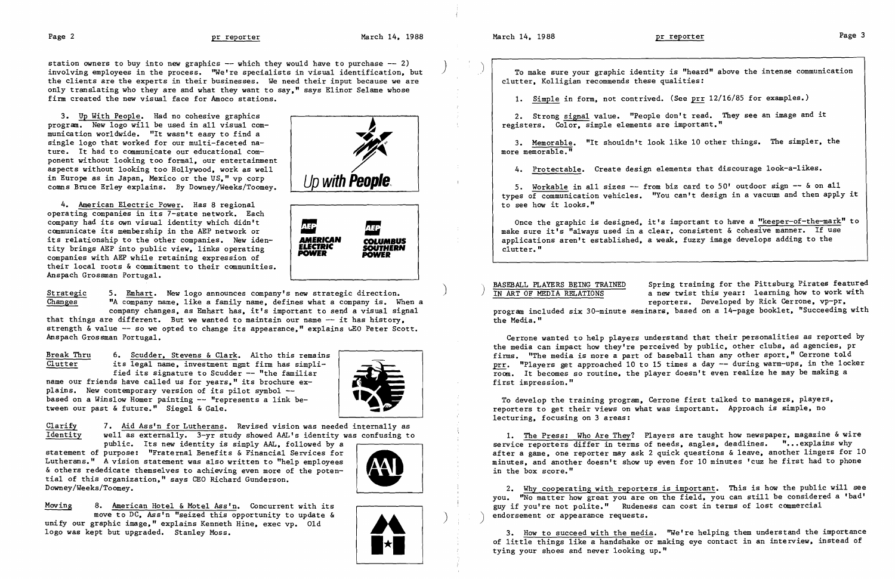station owners to buy into new graphics -- which they would have to purchase -- 2) involving employees in the process. "We're specialists in visual identification, but the clients are the experts in their businesses. We need their input because we are only translating who they are and what they want to say," says Elinor Selame whose firm created the new visual face for Amoco stations.

3. Up With People. Had no cohesive graphics program. New logo will be used in all visual communication worldwide. "It wasn't easy to find a single logo that worked for our multi-faceted nature. It had to communicate our educational component without looking too formal, our entertainment aspects without looking too Hollywood, work as well in Europe as in Japan, Mexico or the US," vp corp comns Bruce Erley explains. By Downey/Weeks/Toomey.

Up with People.

4. American Electric Power. Has 8 regional operating companies in its 7-state network. Each company had its own visual identity which didn't communicate its membership in the AEP network or its relationship to the other companies. New identity brings AEP into public view, links operating companies with AEP while retaining expression of their local roots & commitment to their communities. Anspach Grossman Portugal.

AEP AMERICAN ELECTRIC POWER

AEP COLUMBUS SOUTHERN POWER

**Strategic Changes** 5. Emhart. New logo announces company's new strategic direction. "A company name, like a family name, defines what a company is. When a company changes, as Emhart has, it's important to send a visual signal that things are different. But we wanted to maintain our name -- it has history, strength & value -- so we opted to change its appearance," explains CEO Peter Scott. Anspach Grossman Portugal.

**Break Thru Clutter** 6. Scudder, Stevens & Clark. Altho this remains its legal name, investment mgmt firm has simplified its signature to Scudder -- "the familiar name our friends have called us for years," its brochure explains. New contemporary version of its pilot symbol -- based on a Winslow Homer painting -- "represents a link between our past & future." Siegel & Gale.

**Clarify Identity** 7. Aid Ass'n for Lutherans. Revised vision was needed internally as well as externally. 3-yr study showed AAL's identity was confusing to public. Its new identity is simply AAL, followed by a statement of purpose: "Fraternal Benefits & Financial Services for Lutherans." A vision statement was also written to "help employees & others rededicate themselves to achieving even more of the potential of this organization," says CEO Richard Gunderson. Downey/Weeks/Toomey.

**Moving** 8. American Hotel & Motel Ass'n. Concurrent with its move to DC, Ass'n "seized this opportunity to update & unify our graphic image," explains Kenneth Hine, exec vp. Old logo was kept but upgraded. Stanley Moss.

---

To make sure your graphic identity is "heard" above the intense communication clutter, Kolligian recommends these qualities:

1. Simple in form, not contrived. (See prr 12/16/85 for examples.)

2. Strong signal value. "People don't read. They see an image and it registers. Color, simple elements are important."

3. Memorable. "It shouldn't look like 10 other things. The simpler, the more memorable."

4. Protectable. Create design elements that discourage look-a-likes.

5. Workable in all sizes -- from biz card to 50' outdoor sign -- & on all types of communication vehicles. "You can't design in a vacuum and then apply it to see how it looks."

Once the graphic is designed, it's important to have a "keeper-of-the-mark" to make sure it's "always used in a clear, consistent & cohesive manner. If use applications aren't established, a weak, fuzzy image develops adding to the clutter."

---

**BASEBALL PLAYERS BEING TRAINED IN ART OF MEDIA RELATIONS**

Spring training for the Pittsburg Pirates featured a new twist this year: learning how to work with reporters. Developed by Rick Cerrone, vp-pr, program included six 30-minute seminars, based on a 14-page booklet, "Succeeding with the Media."

Cerrone wanted to help players understand that their personalities as reported by the media can impact how they're perceived by public, other clubs, ad agencies, pr firms. "The media is more a part of baseball than any other sport," Cerrone told prr. "Players get approached 10 to 15 times a day -- during warm-ups, in the locker room. It becomes so routine, the player doesn't even realize he may be making a first impression."

To develop the training program, Cerrone first talked to managers, players, reporters to get their views on what was important. Approach is simple, no lecturing, focusing on 3 areas:

1. The Press: Who Are They? Players are taught how newspaper, magazine & wire service reporters differ in terms of needs, angles, deadlines. "...explains why after a game, one reporter may ask 2 quick questions & leave, another lingers for 10 minutes, and another doesn't show up even for 10 minutes 'cuz he first had to phone in the box score."

2. Why cooperating with reporters is important. This is how the public will see you. "No matter how great you are on the field, you can still be considered a 'bad' guy if you're not polite." Rudeness can cost in terms of lost commercial endorsement or appearance requests.

3. How to succeed with the media. "We're helping them understand the importance of little things like a handshake or making eye contact in an interview, instead of tying your shoes and never looking up."